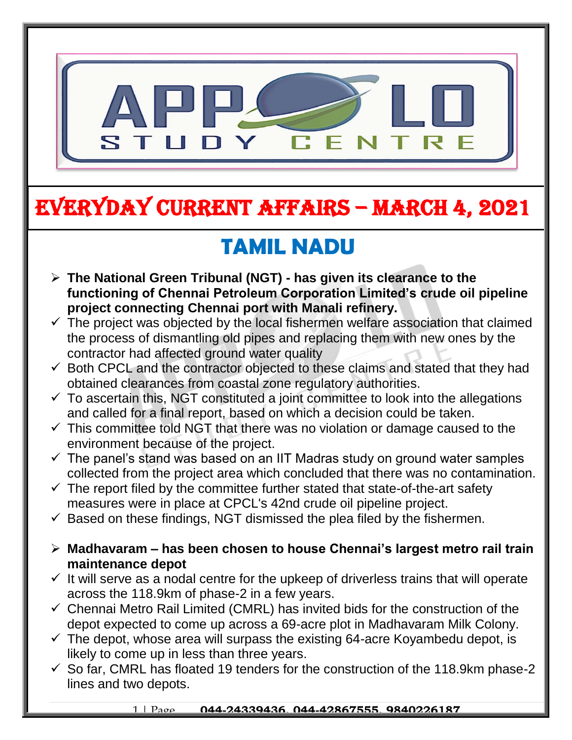# EVERYDAY CURRENT AFFAIRS – MARCH 4, 2021

## TAMIL NADU

- **The National Green Tribunal (NGT) - has given its clearance to the functioning of Chennai Petroleum Corporation Limited's crude oil pipeline project connecting Chennai port with Manali refinery.**
  - ✓ The project was objected by the local fishermen welfare association that claimed the process of dismantling old pipes and replacing them with new ones by the contractor had affected ground water quality
  - ✓ Both CPCL and the contractor objected to these claims and stated that they had obtained clearances from coastal zone regulatory authorities.
  - ✓ To ascertain this, NGT constituted a joint committee to look into the allegations and called for a final report, based on which a decision could be taken.
  - ✓ This committee told NGT that there was no violation or damage caused to the environment because of the project.
  - ✓ The panel's stand was based on an IIT Madras study on ground water samples collected from the project area which concluded that there was no contamination.
  - ✓ The report filed by the committee further stated that state-of-the-art safety measures were in place at CPCL's 42nd crude oil pipeline project.
  - ✓ Based on these findings, NGT dismissed the plea filed by the fishermen.

- **Madhavaram – has been chosen to house Chennai's largest metro rail train maintenance depot**
  - ✓ It will serve as a nodal centre for the upkeep of driverless trains that will operate across the 118.9km of phase-2 in a few years.
  - ✓ Chennai Metro Rail Limited (CMRL) has invited bids for the construction of the depot expected to come up across a 69-acre plot in Madhavaram Milk Colony.
  - ✓ The depot, whose area will surpass the existing 64-acre Koyambedu depot, is likely to come up in less than three years.
  - ✓ So far, CMRL has floated 19 tenders for the construction of the 118.9km phase-2 lines and two depots.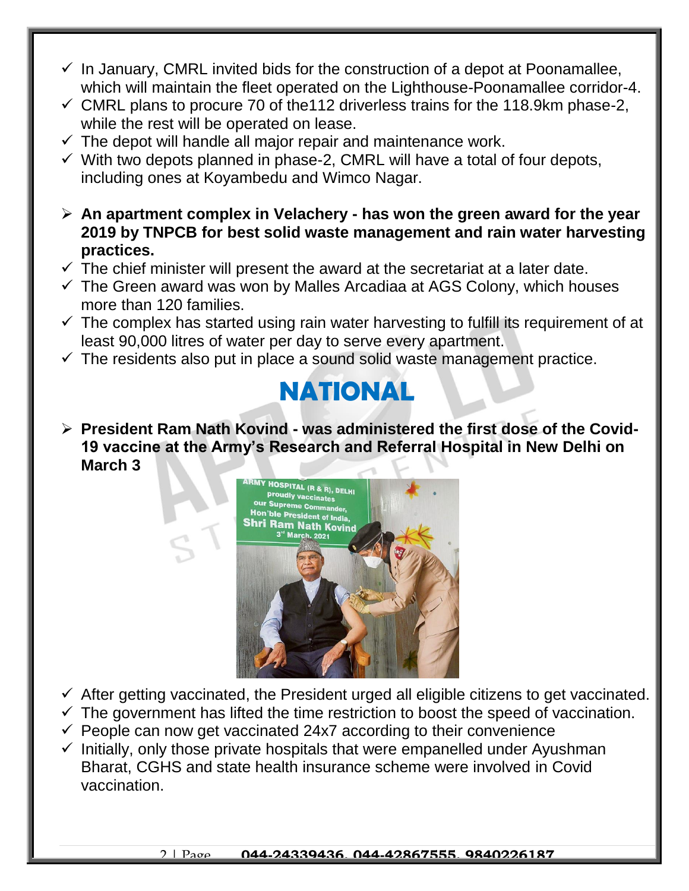- ✓ In January, CMRL invited bids for the construction of a depot at Poonamallee, which will maintain the fleet operated on the Lighthouse-Poonamallee corridor-4.
- ✓ CMRL plans to procure 70 of the112 driverless trains for the 118.9km phase-2, while the rest will be operated on lease.
- ✓ The depot will handle all major repair and maintenance work.
- ✓ With two depots planned in phase-2, CMRL will have a total of four depots, including ones at Koyambedu and Wimco Nagar.

- **An apartment complex in Velachery - has won the green award for the year 2019 by TNPCB for best solid waste management and rain water harvesting practices.**
- ✓ The chief minister will present the award at the secretariat at a later date.
- ✓ The Green award was won by Malles Arcadiaa at AGS Colony, which houses more than 120 families.
- ✓ The complex has started using rain water harvesting to fulfill its requirement of at least 90,000 litres of water per day to serve every apartment.
- ✓ The residents also put in place a sound solid waste management practice.

## NATIONAL

- **President Ram Nath Kovind - was administered the first dose of the Covid-19 vaccine at the Army's Research and Referral Hospital in New Delhi on March 3**

- ✓ After getting vaccinated, the President urged all eligible citizens to get vaccinated.
- ✓ The government has lifted the time restriction to boost the speed of vaccination.
- ✓ People can now get vaccinated 24x7 according to their convenience
- ✓ Initially, only those private hospitals that were empanelled under Ayushman Bharat, CGHS and state health insurance scheme were involved in Covid vaccination.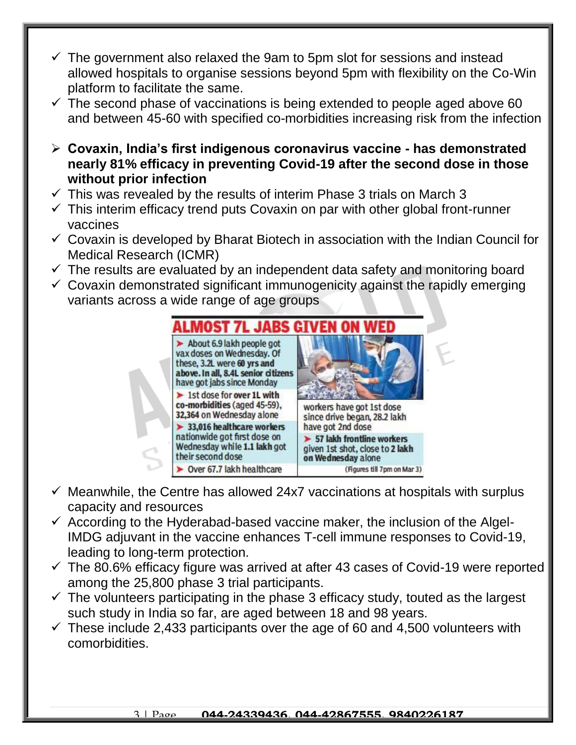- ✓ The government also relaxed the 9am to 5pm slot for sessions and instead allowed hospitals to organise sessions beyond 5pm with flexibility on the Co-Win platform to facilitate the same.
- ✓ The second phase of vaccinations is being extended to people aged above 60 and between 45-60 with specified co-morbidities increasing risk from the infection

- **Covaxin, India's first indigenous coronavirus vaccine - has demonstrated nearly 81% efficacy in preventing Covid-19 after the second dose in those without prior infection**

- ✓ This was revealed by the results of interim Phase 3 trials on March 3
- ✓ This interim efficacy trend puts Covaxin on par with other global front-runner vaccines
- ✓ Covaxin is developed by Bharat Biotech in association with the Indian Council for Medical Research (ICMR)
- ✓ The results are evaluated by an independent data safety and monitoring board
- ✓ Covaxin demonstrated significant immunogenicity against the rapidly emerging variants across a wide range of age groups

**ALMOST 7L JABS GIVEN ON WED**

- About 6.9 lakh people got vax doses on Wednesday. Of these, 3.2L were **60 yrs and above. In all, 8.4L senior citizens** have got jabs since Monday
- 1st dose for **over 1L with co-morbidities** (aged 45-59), 32,364 on Wednesday alone
- **33,016 healthcare workers** nationwide got first dose on Wednesday while **1.1 lakh** got their second dose
- Over 67.7 lakh healthcare workers have got 1st dose since drive began, 28.2 lakh have got 2nd dose
- **57 lakh frontline workers** given 1st shot, close to **2 lakh on Wednesday** alone

(Figures till 7pm on Mar 3)

- ✓ Meanwhile, the Centre has allowed 24x7 vaccinations at hospitals with surplus capacity and resources
- ✓ According to the Hyderabad-based vaccine maker, the inclusion of the Algel-IMDG adjuvant in the vaccine enhances T-cell immune responses to Covid-19, leading to long-term protection.
- ✓ The 80.6% efficacy figure was arrived at after 43 cases of Covid-19 were reported among the 25,800 phase 3 trial participants.
- ✓ The volunteers participating in the phase 3 efficacy study, touted as the largest such study in India so far, are aged between 18 and 98 years.
- ✓ These include 2,433 participants over the age of 60 and 4,500 volunteers with comorbidities.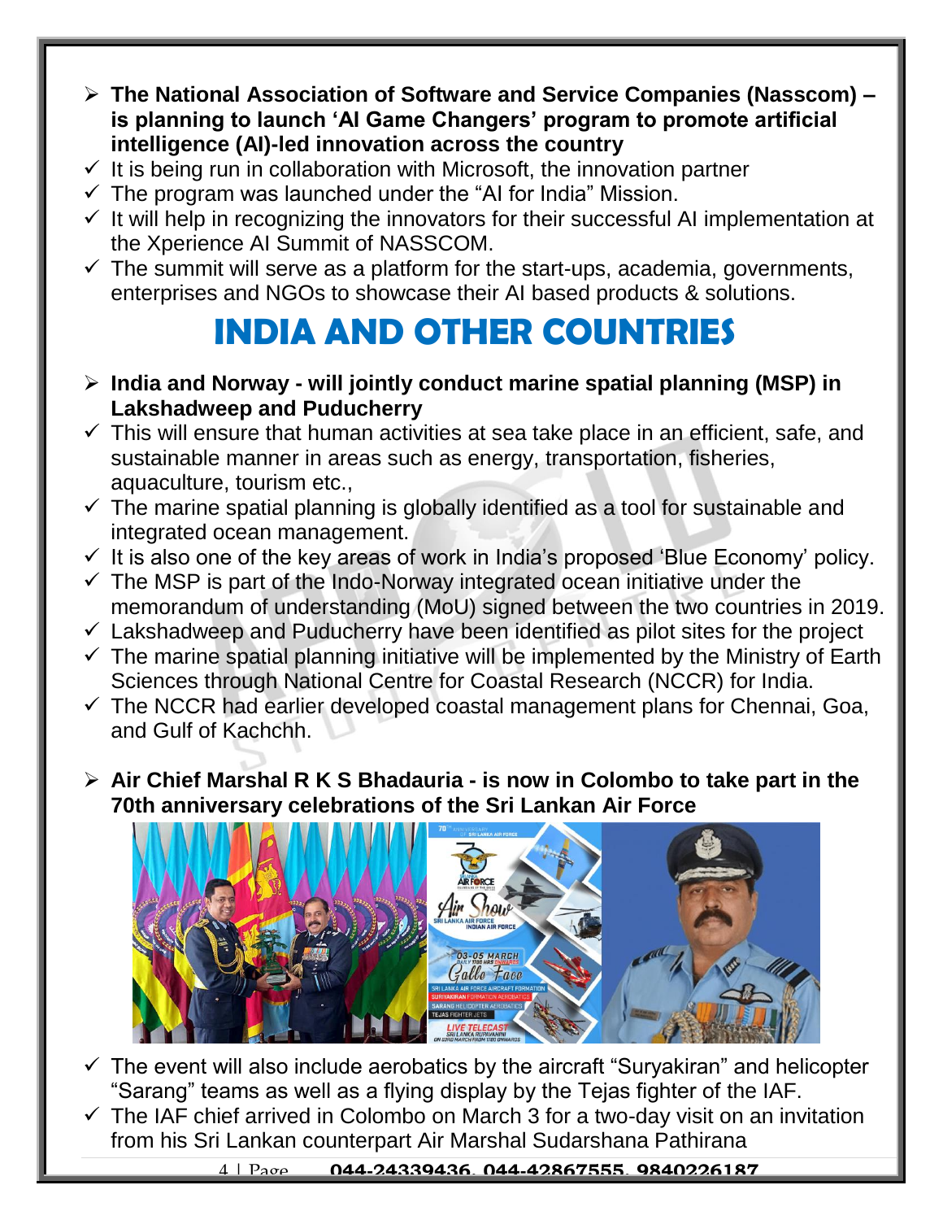- **The National Association of Software and Service Companies (Nasscom) – is planning to launch 'AI Game Changers' program to promote artificial intelligence (AI)-led innovation across the country**
  - It is being run in collaboration with Microsoft, the innovation partner
  - The program was launched under the "AI for India" Mission.
  - It will help in recognizing the innovators for their successful AI implementation at the Xperience AI Summit of NASSCOM.
  - The summit will serve as a platform for the start-ups, academia, governments, enterprises and NGOs to showcase their AI based products & solutions.

# INDIA AND OTHER COUNTRIES

- **India and Norway - will jointly conduct marine spatial planning (MSP) in Lakshadweep and Puducherry**
  - This will ensure that human activities at sea take place in an efficient, safe, and sustainable manner in areas such as energy, transportation, fisheries, aquaculture, tourism etc.,
  - The marine spatial planning is globally identified as a tool for sustainable and integrated ocean management.
  - It is also one of the key areas of work in India's proposed 'Blue Economy' policy.
  - The MSP is part of the Indo-Norway integrated ocean initiative under the memorandum of understanding (MoU) signed between the two countries in 2019.
  - Lakshadweep and Puducherry have been identified as pilot sites for the project
  - The marine spatial planning initiative will be implemented by the Ministry of Earth Sciences through National Centre for Coastal Research (NCCR) for India.
  - The NCCR had earlier developed coastal management plans for Chennai, Goa, and Gulf of Kachchh.

- **Air Chief Marshal R K S Bhadauria - is now in Colombo to take part in the 70th anniversary celebrations of the Sri Lankan Air Force**
  - The event will also include aerobatics by the aircraft "Suryakiran" and helicopter "Sarang" teams as well as a flying display by the Tejas fighter of the IAF.
  - The IAF chief arrived in Colombo on March 3 for a two-day visit on an invitation from his Sri Lankan counterpart Air Marshal Sudarshana Pathirana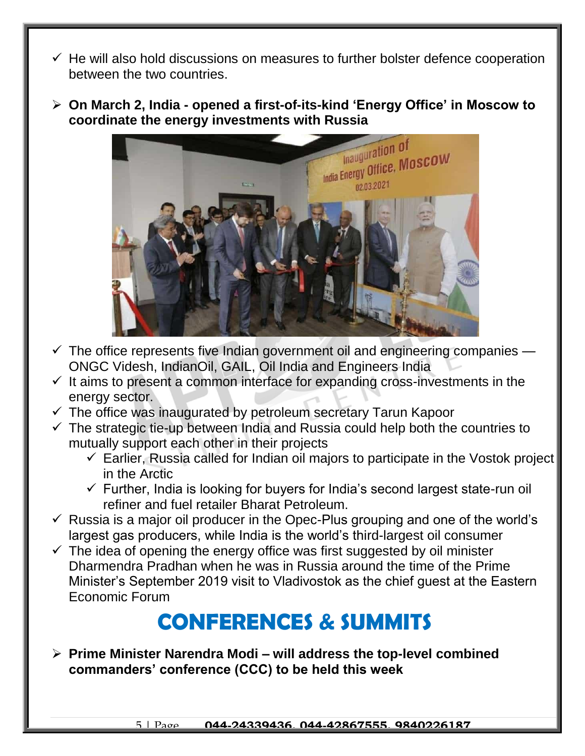- ✓ He will also hold discussions on measures to further bolster defence cooperation between the two countries.

- **On March 2, India - opened a first-of-its-kind 'Energy Office' in Moscow to coordinate the energy investments with Russia**

- ✓ The office represents five Indian government oil and engineering companies — ONGC Videsh, IndianOil, GAIL, Oil India and Engineers India
- ✓ It aims to present a common interface for expanding cross-investments in the energy sector.
- ✓ The office was inaugurated by petroleum secretary Tarun Kapoor
- ✓ The strategic tie-up between India and Russia could help both the countries to mutually support each other in their projects
  - ✓ Earlier, Russia called for Indian oil majors to participate in the Vostok project in the Arctic
  - ✓ Further, India is looking for buyers for India's second largest state-run oil refiner and fuel retailer Bharat Petroleum.
- ✓ Russia is a major oil producer in the Opec-Plus grouping and one of the world's largest gas producers, while India is the world's third-largest oil consumer
- ✓ The idea of opening the energy office was first suggested by oil minister Dharmendra Pradhan when he was in Russia around the time of the Prime Minister's September 2019 visit to Vladivostok as the chief guest at the Eastern Economic Forum

# CONFERENCES & SUMMITS

- **Prime Minister Narendra Modi – will address the top-level combined commanders' conference (CCC) to be held this week**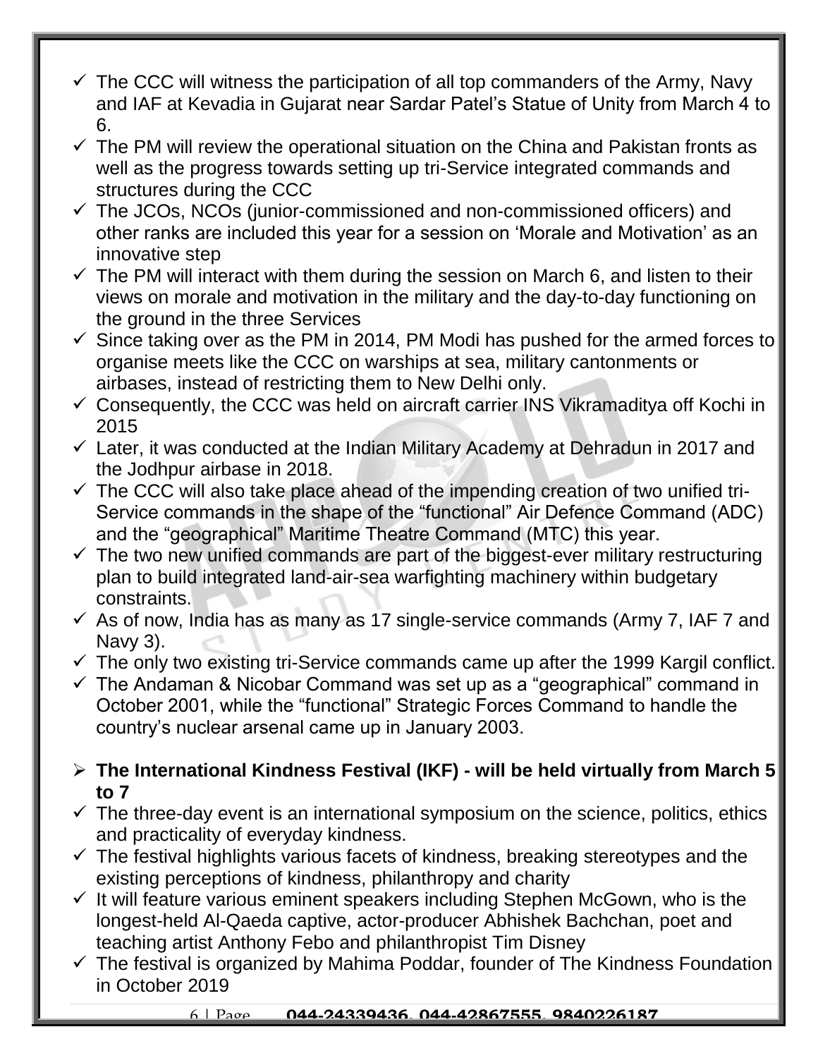- ✓ The CCC will witness the participation of all top commanders of the Army, Navy and IAF at Kevadia in Gujarat near Sardar Patel's Statue of Unity from March 4 to 6.
- ✓ The PM will review the operational situation on the China and Pakistan fronts as well as the progress towards setting up tri-Service integrated commands and structures during the CCC
- ✓ The JCOs, NCOs (junior-commissioned and non-commissioned officers) and other ranks are included this year for a session on 'Morale and Motivation' as an innovative step
- ✓ The PM will interact with them during the session on March 6, and listen to their views on morale and motivation in the military and the day-to-day functioning on the ground in the three Services
- ✓ Since taking over as the PM in 2014, PM Modi has pushed for the armed forces to organise meets like the CCC on warships at sea, military cantonments or airbases, instead of restricting them to New Delhi only.
- ✓ Consequently, the CCC was held on aircraft carrier INS Vikramaditya off Kochi in 2015
- ✓ Later, it was conducted at the Indian Military Academy at Dehradun in 2017 and the Jodhpur airbase in 2018.
- ✓ The CCC will also take place ahead of the impending creation of two unified tri-Service commands in the shape of the "functional" Air Defence Command (ADC) and the "geographical" Maritime Theatre Command (MTC) this year.
- ✓ The two new unified commands are part of the biggest-ever military restructuring plan to build integrated land-air-sea warfighting machinery within budgetary constraints.
- ✓ As of now, India has as many as 17 single-service commands (Army 7, IAF 7 and Navy 3).
- ✓ The only two existing tri-Service commands came up after the 1999 Kargil conflict.
- ✓ The Andaman & Nicobar Command was set up as a "geographical" command in October 2001, while the "functional" Strategic Forces Command to handle the country's nuclear arsenal came up in January 2003.

➢ **The International Kindness Festival (IKF) - will be held virtually from March 5 to 7**

- ✓ The three-day event is an international symposium on the science, politics, ethics and practicality of everyday kindness.
- ✓ The festival highlights various facets of kindness, breaking stereotypes and the existing perceptions of kindness, philanthropy and charity
- ✓ It will feature various eminent speakers including Stephen McGown, who is the longest-held Al-Qaeda captive, actor-producer Abhishek Bachchan, poet and teaching artist Anthony Febo and philanthropist Tim Disney
- ✓ The festival is organized by Mahima Poddar, founder of The Kindness Foundation in October 2019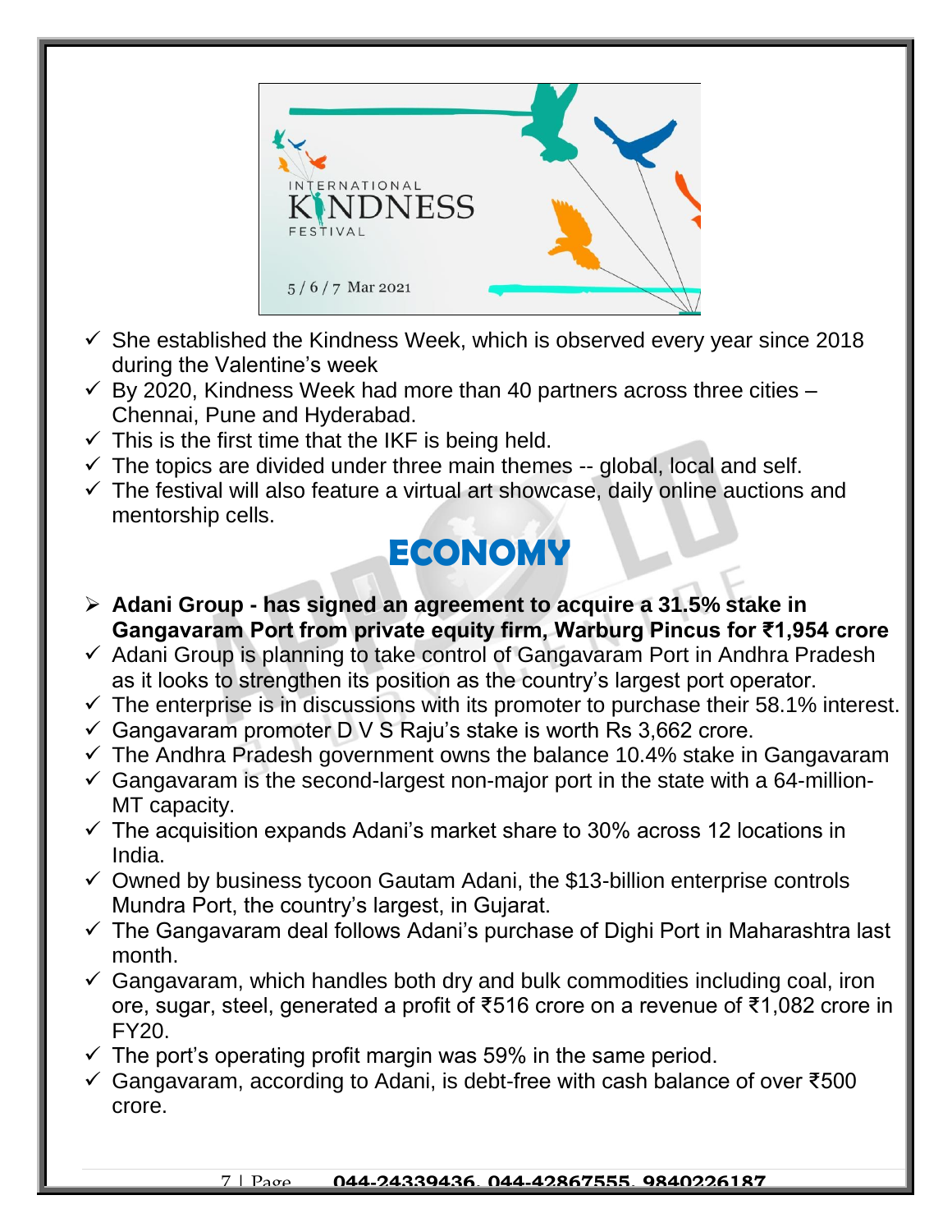- She established the Kindness Week, which is observed every year since 2018 during the Valentine's week
- By 2020, Kindness Week had more than 40 partners across three cities – Chennai, Pune and Hyderabad.
- This is the first time that the IKF is being held.
- The topics are divided under three main themes -- global, local and self.
- The festival will also feature a virtual art showcase, daily online auctions and mentorship cells.

# ECONOMY

- **Adani Group - has signed an agreement to acquire a 31.5% stake in Gangavaram Port from private equity firm, Warburg Pincus for ₹1,954 crore**
- Adani Group is planning to take control of Gangavaram Port in Andhra Pradesh as it looks to strengthen its position as the country's largest port operator.
- The enterprise is in discussions with its promoter to purchase their 58.1% interest.
- Gangavaram promoter D V S Raju's stake is worth Rs 3,662 crore.
- The Andhra Pradesh government owns the balance 10.4% stake in Gangavaram
- Gangavaram is the second-largest non-major port in the state with a 64-million-MT capacity.
- The acquisition expands Adani's market share to 30% across 12 locations in India.
- Owned by business tycoon Gautam Adani, the $13-billion enterprise controls Mundra Port, the country's largest, in Gujarat.
- The Gangavaram deal follows Adani's purchase of Dighi Port in Maharashtra last month.
- Gangavaram, which handles both dry and bulk commodities including coal, iron ore, sugar, steel, generated a profit of ₹516 crore on a revenue of ₹1,082 crore in FY20.
- The port's operating profit margin was 59% in the same period.
- Gangavaram, according to Adani, is debt-free with cash balance of over ₹500 crore.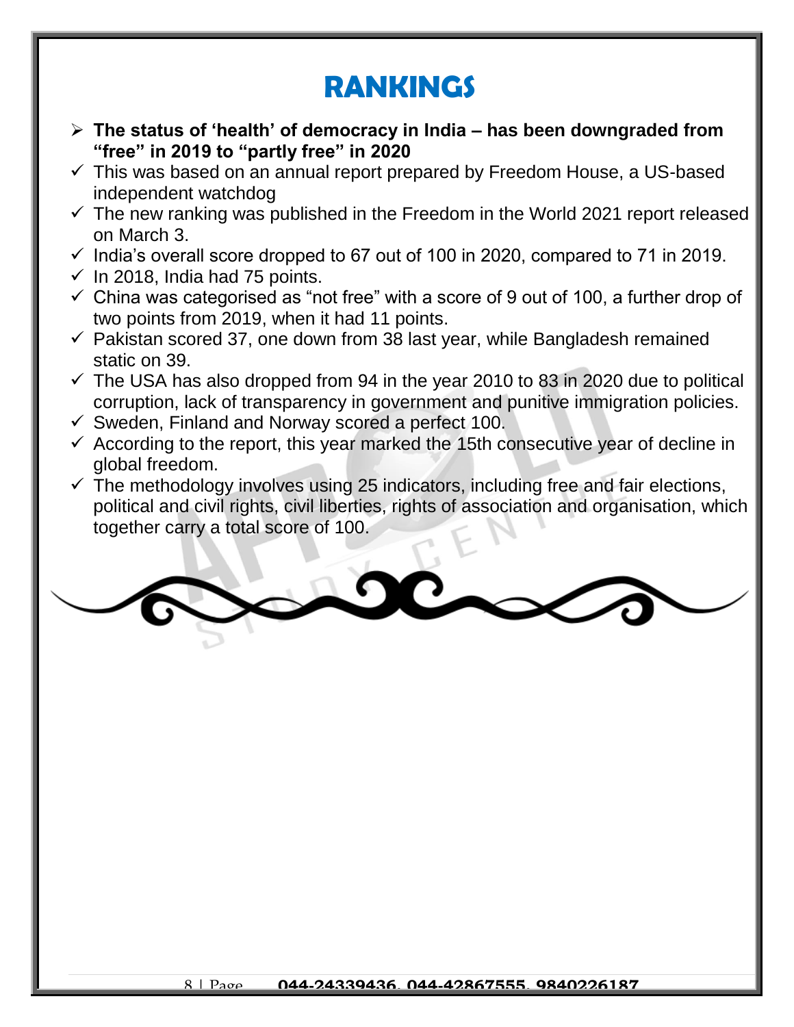# RANKINGS

- **The status of 'health' of democracy in India – has been downgraded from "free" in 2019 to "partly free" in 2020**
- This was based on an annual report prepared by Freedom House, a US-based independent watchdog
- The new ranking was published in the Freedom in the World 2021 report released on March 3.
- India's overall score dropped to 67 out of 100 in 2020, compared to 71 in 2019.
- In 2018, India had 75 points.
- China was categorised as "not free" with a score of 9 out of 100, a further drop of two points from 2019, when it had 11 points.
- Pakistan scored 37, one down from 38 last year, while Bangladesh remained static on 39.
- The USA has also dropped from 94 in the year 2010 to 83 in 2020 due to political corruption, lack of transparency in government and punitive immigration policies.
- Sweden, Finland and Norway scored a perfect 100.
- According to the report, this year marked the 15th consecutive year of decline in global freedom.
- The methodology involves using 25 indicators, including free and fair elections, political and civil rights, civil liberties, rights of association and organisation, which together carry a total score of 100.